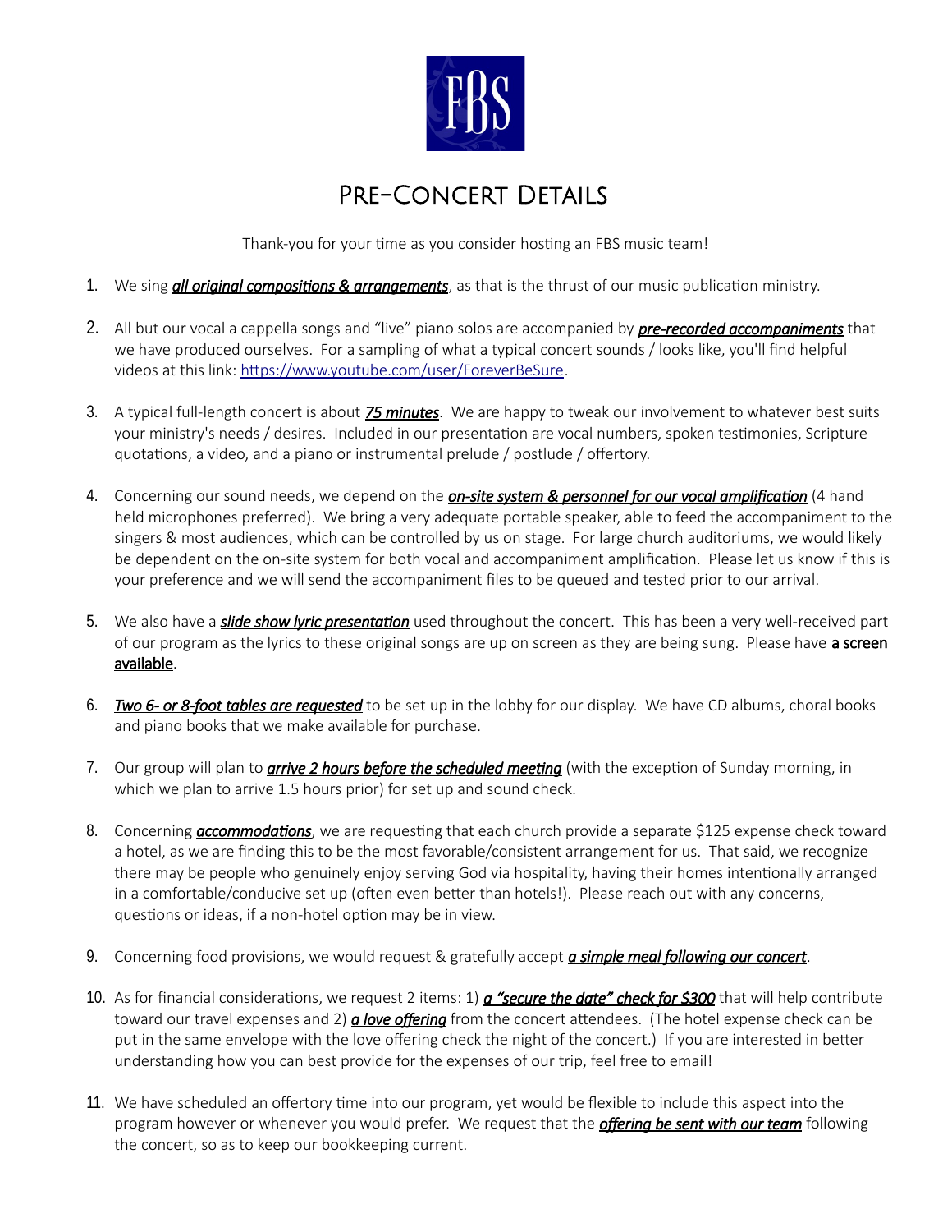FBS

# Pre-Concert Details

Thank-you for your time as you consider hosting an FBS music team!

1. We sing ***all original compositions & arrangements***, as that is the thrust of our music publication ministry.

2. All but our vocal a cappella songs and "live" piano solos are accompanied by ***pre-recorded accompaniments*** that we have produced ourselves. For a sampling of what a typical concert sounds / looks like, you'll find helpful videos at this link: https://www.youtube.com/user/ForeverBeSure.

3. A typical full-length concert is about ***75 minutes***. We are happy to tweak our involvement to whatever best suits your ministry's needs / desires. Included in our presentation are vocal numbers, spoken testimonies, Scripture quotations, a video, and a piano or instrumental prelude / postlude / offertory.

4. Concerning our sound needs, we depend on the ***on-site system & personnel for our vocal amplification*** (4 hand held microphones preferred). We bring a very adequate portable speaker, able to feed the accompaniment to the singers & most audiences, which can be controlled by us on stage. For large church auditoriums, we would likely be dependent on the on-site system for both vocal and accompaniment amplification. Please let us know if this is your preference and we will send the accompaniment files to be queued and tested prior to our arrival.

5. We also have a ***slide show lyric presentation*** used throughout the concert. This has been a very well-received part of our program as the lyrics to these original songs are up on screen as they are being sung. Please have **a screen available**.

6. ***Two 6- or 8-foot tables are requested*** to be set up in the lobby for our display. We have CD albums, choral books and piano books that we make available for purchase.

7. Our group will plan to ***arrive 2 hours before the scheduled meeting*** (with the exception of Sunday morning, in which we plan to arrive 1.5 hours prior) for set up and sound check.

8. Concerning ***accommodations***, we are requesting that each church provide a separate $125 expense check toward a hotel, as we are finding this to be the most favorable/consistent arrangement for us. That said, we recognize there may be people who genuinely enjoy serving God via hospitality, having their homes intentionally arranged in a comfortable/conducive set up (often even better than hotels!). Please reach out with any concerns, questions or ideas, if a non-hotel option may be in view.

9. Concerning food provisions, we would request & gratefully accept ***a simple meal following our concert***.

10. As for financial considerations, we request 2 items: 1) ***a "secure the date" check for $300*** that will help contribute toward our travel expenses and 2) ***a love offering*** from the concert attendees. (The hotel expense check can be put in the same envelope with the love offering check the night of the concert.) If you are interested in better understanding how you can best provide for the expenses of our trip, feel free to email!

11. We have scheduled an offertory time into our program, yet would be flexible to include this aspect into the program however or whenever you would prefer. We request that the ***offering be sent with our team*** following the concert, so as to keep our bookkeeping current.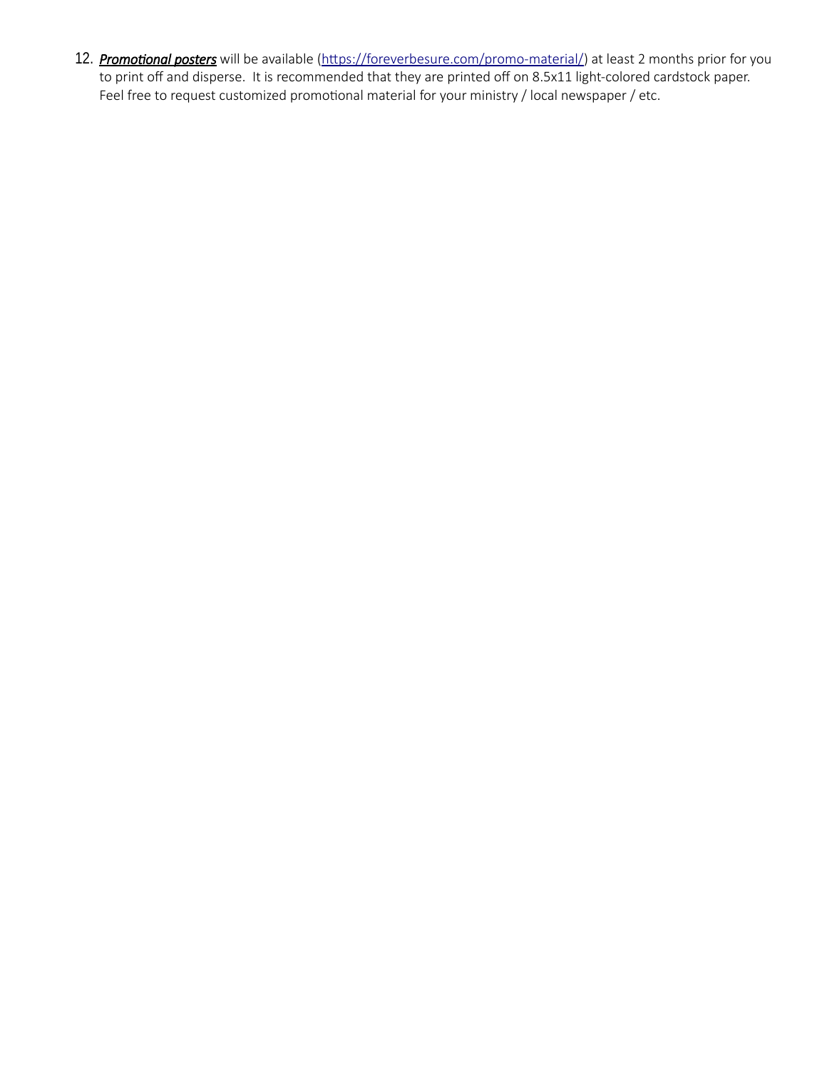12. ***Promotional posters*** will be available ([https://foreverbesure.com/promo-material/](https://foreverbesure.com/promo-material/)) at least 2 months prior for you to print off and disperse. It is recommended that they are printed off on 8.5x11 light-colored cardstock paper. Feel free to request customized promotional material for your ministry / local newspaper / etc.